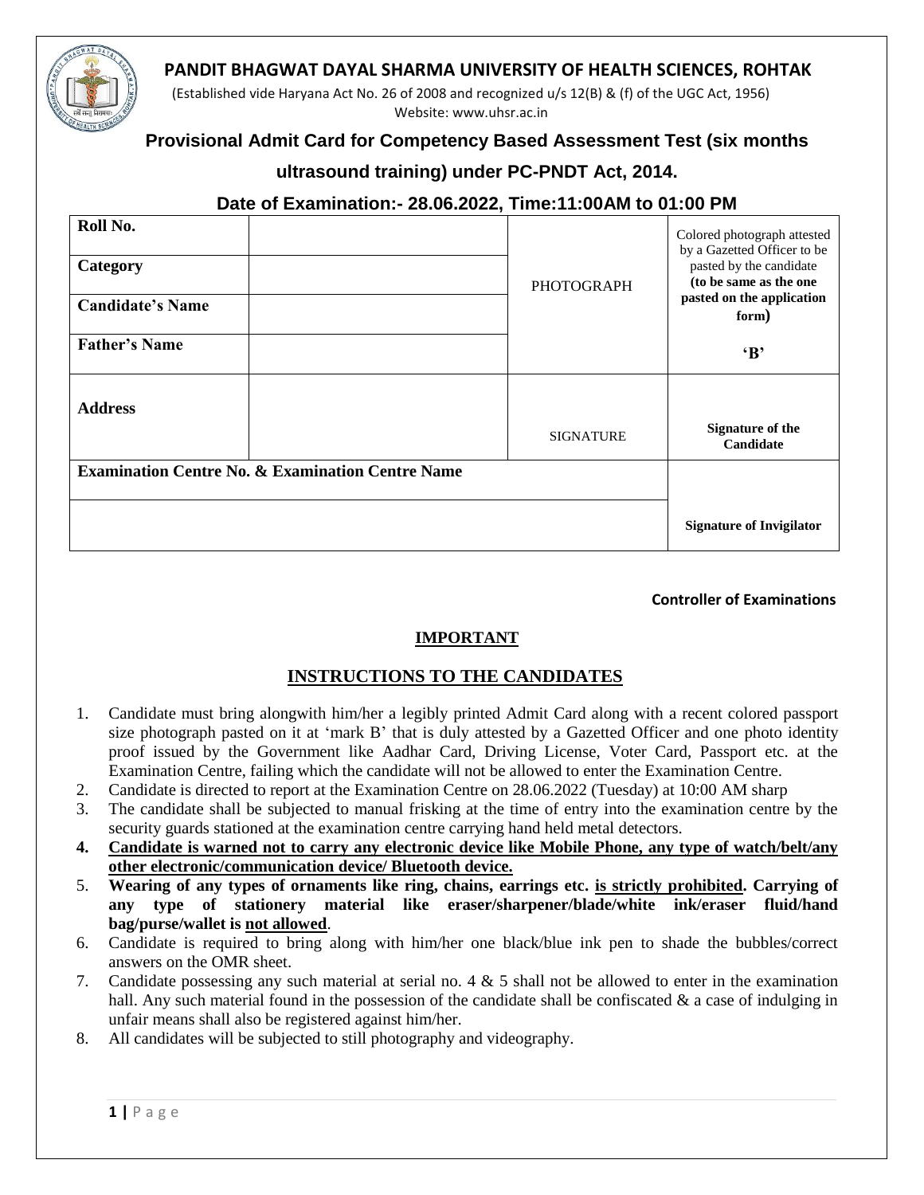# PANDIT BHAGWAT DAYAL SHARMA UNIVERSITY OF HEALTH SCIENCES, ROHTAK

(Established vide Haryana Act No. 26 of 2008 and recognized u/s 12(B) & (f) of the UGC Act, 1956)
Website: www.uhsr.ac.in

## Provisional Admit Card for Competency Based Assessment Test (six months ultrasound training) under PC-PNDT Act, 2014.

## Date of Examination:- 28.06.2022, Time:11:00AM to 01:00 PM

| **Roll No.** | | PHOTOGRAPH | Colored photograph attested by a Gazetted Officer to be pasted by the candidate **(to be same as the one pasted on the application form)** **'B'** |
|---|---|---|---|
| **Category** | | | |
| **Candidate's Name** | | | |
| **Father's Name** | | | |
| **Address** | | SIGNATURE | **Signature of the Candidate** |
| **Examination Centre No. & Examination Centre Name** | | | |
| | | | **Signature of Invigilator** |

**Controller of Examinations**

**IMPORTANT**

**INSTRUCTIONS TO THE CANDIDATES**

1. Candidate must bring alongwith him/her a legibly printed Admit Card along with a recent colored passport size photograph pasted on it at 'mark B' that is duly attested by a Gazetted Officer and one photo identity proof issued by the Government like Aadhar Card, Driving License, Voter Card, Passport etc. at the Examination Centre, failing which the candidate will not be allowed to enter the Examination Centre.
2. Candidate is directed to report at the Examination Centre on 28.06.2022 (Tuesday) at 10:00 AM sharp
3. The candidate shall be subjected to manual frisking at the time of entry into the examination centre by the security guards stationed at the examination centre carrying hand held metal detectors.
4. **Candidate is warned not to carry any electronic device like Mobile Phone, any type of watch/belt/any other electronic/communication device/ Bluetooth device.**
5. **Wearing of any types of ornaments like ring, chains, earrings etc. is strictly prohibited. Carrying of any type of stationery material like eraser/sharpener/blade/white ink/eraser fluid/hand bag/purse/wallet is not allowed**.
6. Candidate is required to bring along with him/her one black/blue ink pen to shade the bubbles/correct answers on the OMR sheet.
7. Candidate possessing any such material at serial no. 4 & 5 shall not be allowed to enter in the examination hall. Any such material found in the possession of the candidate shall be confiscated & a case of indulging in unfair means shall also be registered against him/her.
8. All candidates will be subjected to still photography and videography.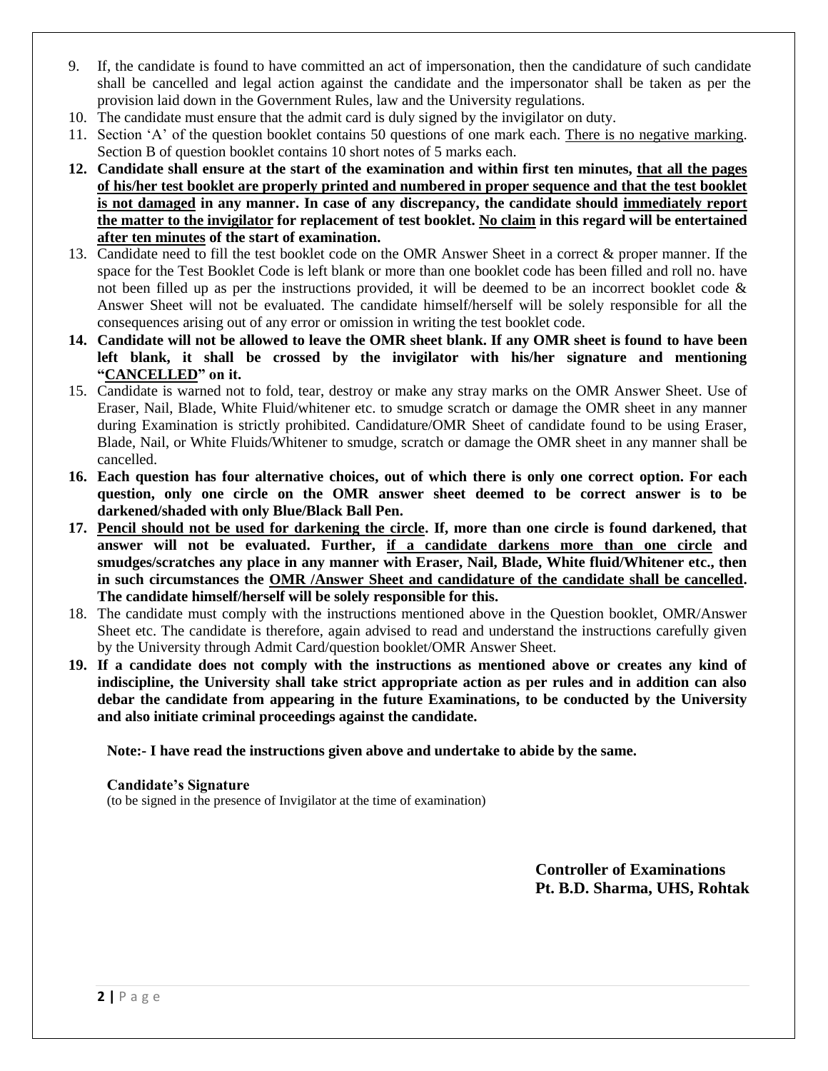9. If, the candidate is found to have committed an act of impersonation, then the candidature of such candidate shall be cancelled and legal action against the candidate and the impersonator shall be taken as per the provision laid down in the Government Rules, law and the University regulations.
10. The candidate must ensure that the admit card is duly signed by the invigilator on duty.
11. Section 'A' of the question booklet contains 50 questions of one mark each. There is no negative marking. Section B of question booklet contains 10 short notes of 5 marks each.
12. **Candidate shall ensure at the start of the examination and within first ten minutes, that all the pages of his/her test booklet are properly printed and numbered in proper sequence and that the test booklet is not damaged in any manner. In case of any discrepancy, the candidate should immediately report the matter to the invigilator for replacement of test booklet. No claim in this regard will be entertained after ten minutes of the start of examination.**
13. Candidate need to fill the test booklet code on the OMR Answer Sheet in a correct & proper manner. If the space for the Test Booklet Code is left blank or more than one booklet code has been filled and roll no. have not been filled up as per the instructions provided, it will be deemed to be an incorrect booklet code & Answer Sheet will not be evaluated. The candidate himself/herself will be solely responsible for all the consequences arising out of any error or omission in writing the test booklet code.
14. **Candidate will not be allowed to leave the OMR sheet blank. If any OMR sheet is found to have been left blank, it shall be crossed by the invigilator with his/her signature and mentioning "CANCELLED" on it.**
15. Candidate is warned not to fold, tear, destroy or make any stray marks on the OMR Answer Sheet. Use of Eraser, Nail, Blade, White Fluid/whitener etc. to smudge scratch or damage the OMR sheet in any manner during Examination is strictly prohibited. Candidature/OMR Sheet of candidate found to be using Eraser, Blade, Nail, or White Fluids/Whitener to smudge, scratch or damage the OMR sheet in any manner shall be cancelled.
16. **Each question has four alternative choices, out of which there is only one correct option. For each question, only one circle on the OMR answer sheet deemed to be correct answer is to be darkened/shaded with only Blue/Black Ball Pen.**
17. **Pencil should not be used for darkening the circle. If, more than one circle is found darkened, that answer will not be evaluated. Further, if a candidate darkens more than one circle and smudges/scratches any place in any manner with Eraser, Nail, Blade, White fluid/Whitener etc., then in such circumstances the OMR /Answer Sheet and candidature of the candidate shall be cancelled. The candidate himself/herself will be solely responsible for this.**
18. The candidate must comply with the instructions mentioned above in the Question booklet, OMR/Answer Sheet etc. The candidate is therefore, again advised to read and understand the instructions carefully given by the University through Admit Card/question booklet/OMR Answer Sheet.
19. **If a candidate does not comply with the instructions as mentioned above or creates any kind of indiscipline, the University shall take strict appropriate action as per rules and in addition can also debar the candidate from appearing in the future Examinations, to be conducted by the University and also initiate criminal proceedings against the candidate.**

**Note:- I have read the instructions given above and undertake to abide by the same.**

**Candidate's Signature**
(to be signed in the presence of Invigilator at the time of examination)

**Controller of Examinations**
**Pt. B.D. Sharma, UHS, Rohtak**